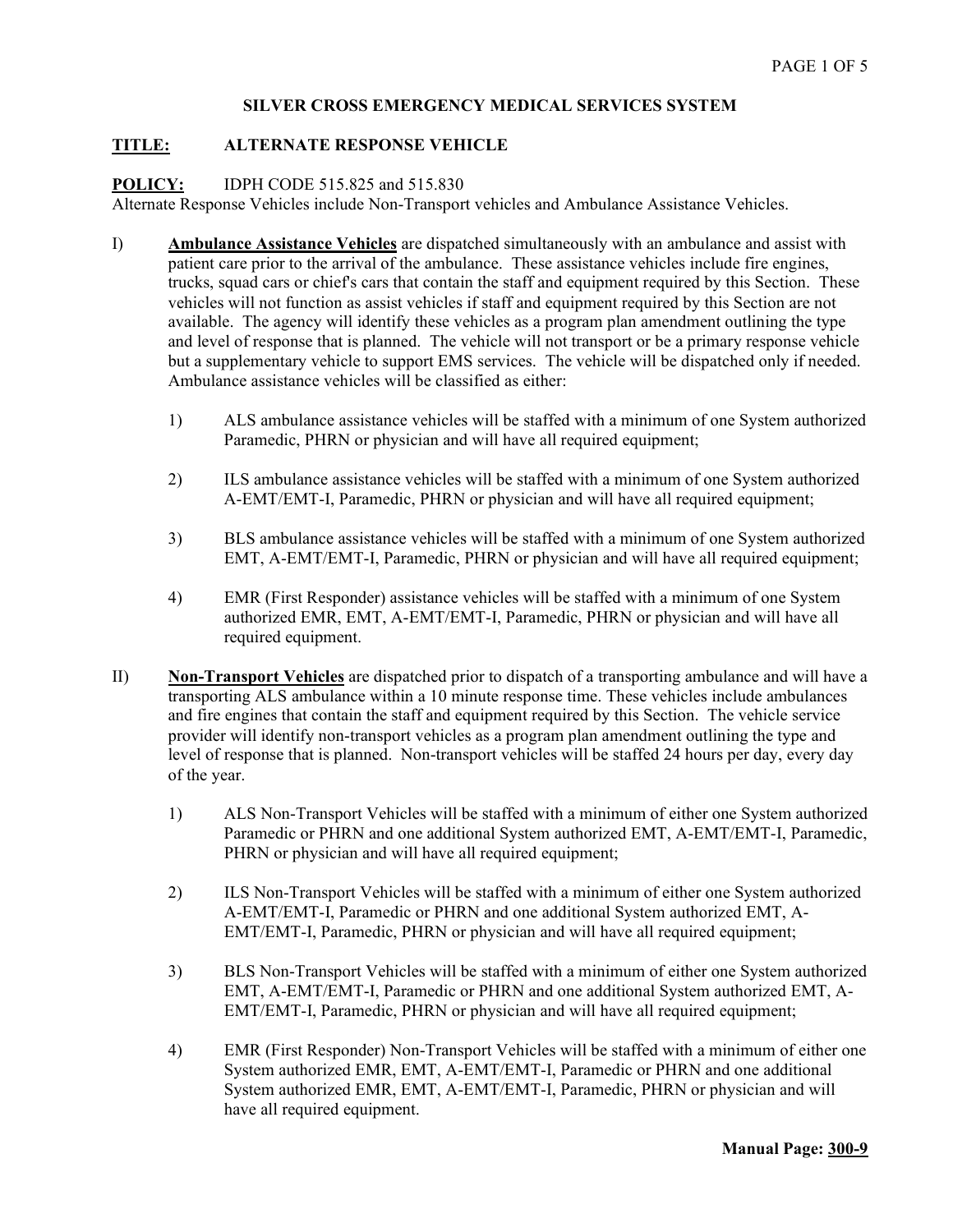## SILVER CROSS EMERGENCY MEDICAL SERVICES SYSTEM

**TITLE:** **ALTERNATE RESPONSE VEHICLE**

**POLICY:** IDPH CODE 515.825 and 515.830
Alternate Response Vehicles include Non-Transport vehicles and Ambulance Assistance Vehicles.

I) **Ambulance Assistance Vehicles** are dispatched simultaneously with an ambulance and assist with patient care prior to the arrival of the ambulance. These assistance vehicles include fire engines, trucks, squad cars or chief's cars that contain the staff and equipment required by this Section. These vehicles will not function as assist vehicles if staff and equipment required by this Section are not available. The agency will identify these vehicles as a program plan amendment outlining the type and level of response that is planned. The vehicle will not transport or be a primary response vehicle but a supplementary vehicle to support EMS services. The vehicle will be dispatched only if needed. Ambulance assistance vehicles will be classified as either:

1) ALS ambulance assistance vehicles will be staffed with a minimum of one System authorized Paramedic, PHRN or physician and will have all required equipment;

2) ILS ambulance assistance vehicles will be staffed with a minimum of one System authorized A-EMT/EMT-I, Paramedic, PHRN or physician and will have all required equipment;

3) BLS ambulance assistance vehicles will be staffed with a minimum of one System authorized EMT, A-EMT/EMT-I, Paramedic, PHRN or physician and will have all required equipment;

4) EMR (First Responder) assistance vehicles will be staffed with a minimum of one System authorized EMR, EMT, A-EMT/EMT-I, Paramedic, PHRN or physician and will have all required equipment.

II) **Non-Transport Vehicles** are dispatched prior to dispatch of a transporting ambulance and will have a transporting ALS ambulance within a 10 minute response time. These vehicles include ambulances and fire engines that contain the staff and equipment required by this Section. The vehicle service provider will identify non-transport vehicles as a program plan amendment outlining the type and level of response that is planned. Non-transport vehicles will be staffed 24 hours per day, every day of the year.

1) ALS Non-Transport Vehicles will be staffed with a minimum of either one System authorized Paramedic or PHRN and one additional System authorized EMT, A-EMT/EMT-I, Paramedic, PHRN or physician and will have all required equipment;

2) ILS Non-Transport Vehicles will be staffed with a minimum of either one System authorized A-EMT/EMT-I, Paramedic or PHRN and one additional System authorized EMT, A-EMT/EMT-I, Paramedic, PHRN or physician and will have all required equipment;

3) BLS Non-Transport Vehicles will be staffed with a minimum of either one System authorized EMT, A-EMT/EMT-I, Paramedic or PHRN and one additional System authorized EMT, A-EMT/EMT-I, Paramedic, PHRN or physician and will have all required equipment;

4) EMR (First Responder) Non-Transport Vehicles will be staffed with a minimum of either one System authorized EMR, EMT, A-EMT/EMT-I, Paramedic or PHRN and one additional System authorized EMR, EMT, A-EMT/EMT-I, Paramedic, PHRN or physician and will have all required equipment.

**Manual Page: 300-9**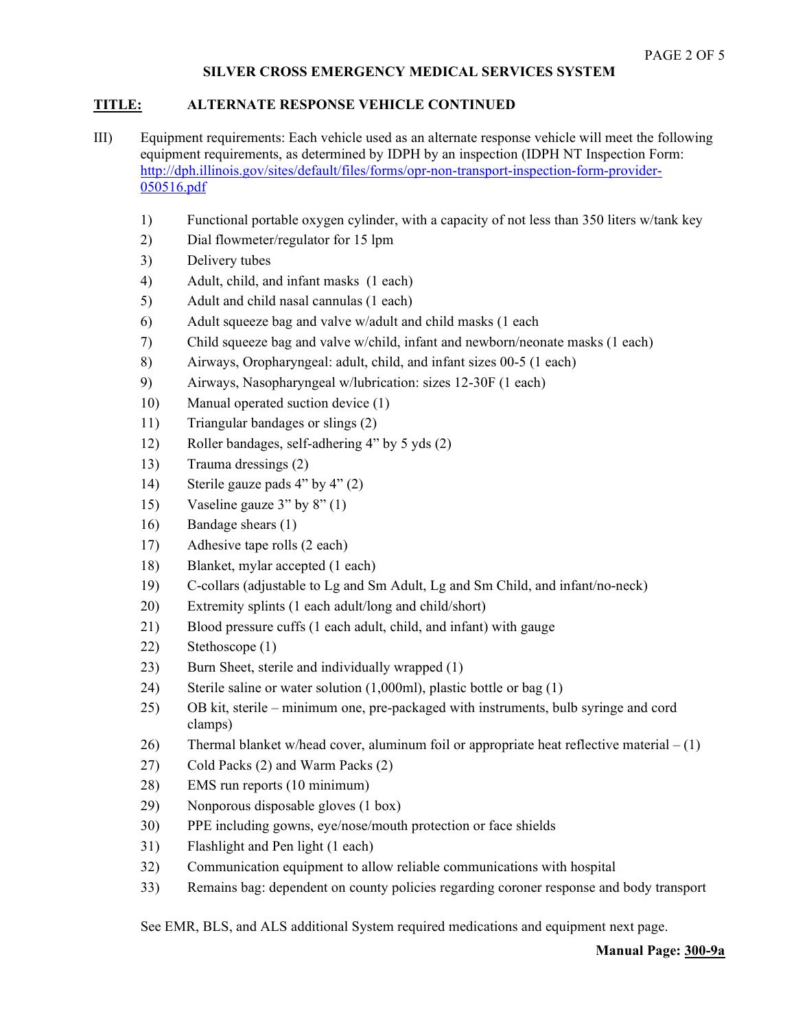**SILVER CROSS EMERGENCY MEDICAL SERVICES SYSTEM**

**TITLE:** **ALTERNATE RESPONSE VEHICLE CONTINUED**

III) Equipment requirements: Each vehicle used as an alternate response vehicle will meet the following equipment requirements, as determined by IDPH by an inspection (IDPH NT Inspection Form: [http://dph.illinois.gov/sites/default/files/forms/opr-non-transport-inspection-form-provider-050516.pdf](http://dph.illinois.gov/sites/default/files/forms/opr-non-transport-inspection-form-provider-050516.pdf)

1) Functional portable oxygen cylinder, with a capacity of not less than 350 liters w/tank key
2) Dial flowmeter/regulator for 15 lpm
3) Delivery tubes
4) Adult, child, and infant masks (1 each)
5) Adult and child nasal cannulas (1 each)
6) Adult squeeze bag and valve w/adult and child masks (1 each
7) Child squeeze bag and valve w/child, infant and newborn/neonate masks (1 each)
8) Airways, Oropharyngeal: adult, child, and infant sizes 00-5 (1 each)
9) Airways, Nasopharyngeal w/lubrication: sizes 12-30F (1 each)
10) Manual operated suction device (1)
11) Triangular bandages or slings (2)
12) Roller bandages, self-adhering 4" by 5 yds (2)
13) Trauma dressings (2)
14) Sterile gauze pads 4" by 4" (2)
15) Vaseline gauze 3" by 8" (1)
16) Bandage shears (1)
17) Adhesive tape rolls (2 each)
18) Blanket, mylar accepted (1 each)
19) C-collars (adjustable to Lg and Sm Adult, Lg and Sm Child, and infant/no-neck)
20) Extremity splints (1 each adult/long and child/short)
21) Blood pressure cuffs (1 each adult, child, and infant) with gauge
22) Stethoscope (1)
23) Burn Sheet, sterile and individually wrapped (1)
24) Sterile saline or water solution (1,000ml), plastic bottle or bag (1)
25) OB kit, sterile – minimum one, pre-packaged with instruments, bulb syringe and cord clamps)
26) Thermal blanket w/head cover, aluminum foil or appropriate heat reflective material – (1)
27) Cold Packs (2) and Warm Packs (2)
28) EMS run reports (10 minimum)
29) Nonporous disposable gloves (1 box)
30) PPE including gowns, eye/nose/mouth protection or face shields
31) Flashlight and Pen light (1 each)
32) Communication equipment to allow reliable communications with hospital
33) Remains bag: dependent on county policies regarding coroner response and body transport

See EMR, BLS, and ALS additional System required medications and equipment next page.

**Manual Page: 300-9a**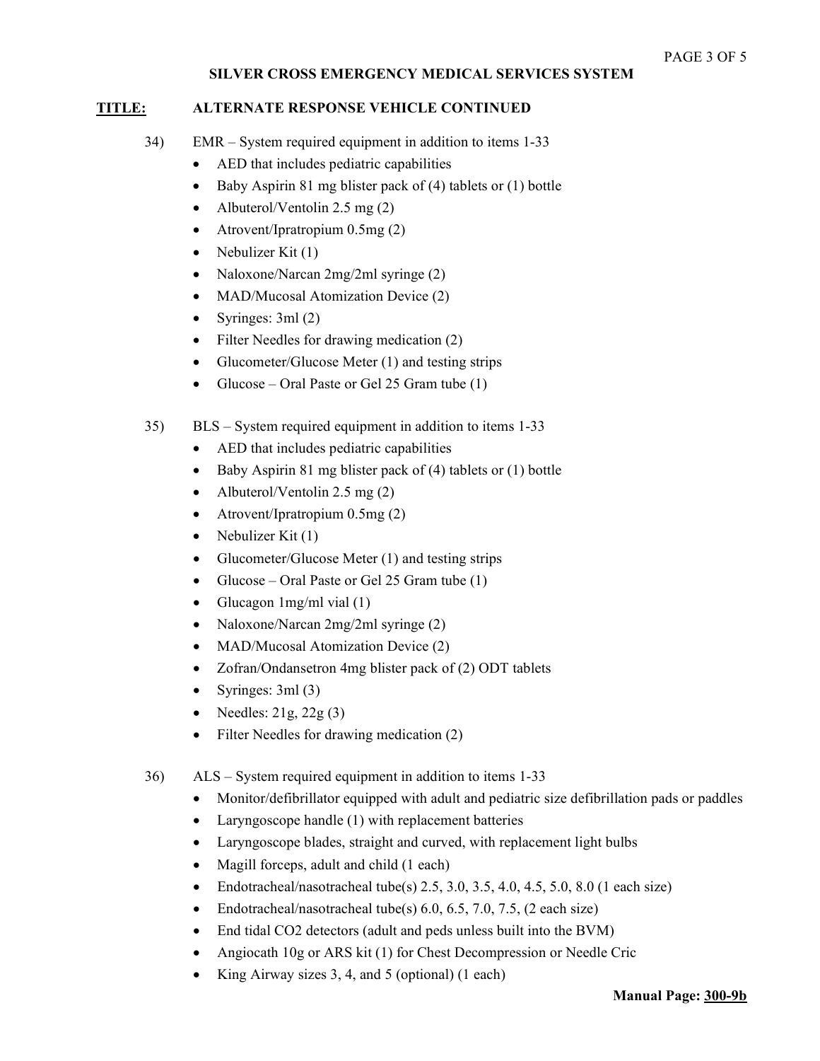**TITLE: ALTERNATE RESPONSE VEHICLE CONTINUED**

34) EMR – System required equipment in addition to items 1-33

- AED that includes pediatric capabilities
- Baby Aspirin 81 mg blister pack of (4) tablets or (1) bottle
- Albuterol/Ventolin 2.5 mg (2)
- Atrovent/Ipratropium 0.5mg (2)
- Nebulizer Kit (1)
- Naloxone/Narcan 2mg/2ml syringe (2)
- MAD/Mucosal Atomization Device (2)
- Syringes: 3ml (2)
- Filter Needles for drawing medication (2)
- Glucometer/Glucose Meter (1) and testing strips
- Glucose – Oral Paste or Gel 25 Gram tube (1)

35) BLS – System required equipment in addition to items 1-33

- AED that includes pediatric capabilities
- Baby Aspirin 81 mg blister pack of (4) tablets or (1) bottle
- Albuterol/Ventolin 2.5 mg (2)
- Atrovent/Ipratropium 0.5mg (2)
- Nebulizer Kit (1)
- Glucometer/Glucose Meter (1) and testing strips
- Glucose – Oral Paste or Gel 25 Gram tube (1)
- Glucagon 1mg/ml vial (1)
- Naloxone/Narcan 2mg/2ml syringe (2)
- MAD/Mucosal Atomization Device (2)
- Zofran/Ondansetron 4mg blister pack of (2) ODT tablets
- Syringes: 3ml (3)
- Needles: 21g, 22g (3)
- Filter Needles for drawing medication (2)

36) ALS – System required equipment in addition to items 1-33

- Monitor/defibrillator equipped with adult and pediatric size defibrillation pads or paddles
- Laryngoscope handle (1) with replacement batteries
- Laryngoscope blades, straight and curved, with replacement light bulbs
- Magill forceps, adult and child (1 each)
- Endotracheal/nasotracheal tube(s) 2.5, 3.0, 3.5, 4.0, 4.5, 5.0, 8.0 (1 each size)
- Endotracheal/nasotracheal tube(s) 6.0, 6.5, 7.0, 7.5, (2 each size)
- End tidal CO2 detectors (adult and peds unless built into the BVM)
- Angiocath 10g or ARS kit (1) for Chest Decompression or Needle Cric
- King Airway sizes 3, 4, and 5 (optional) (1 each)

**Manual Page: 300-9b**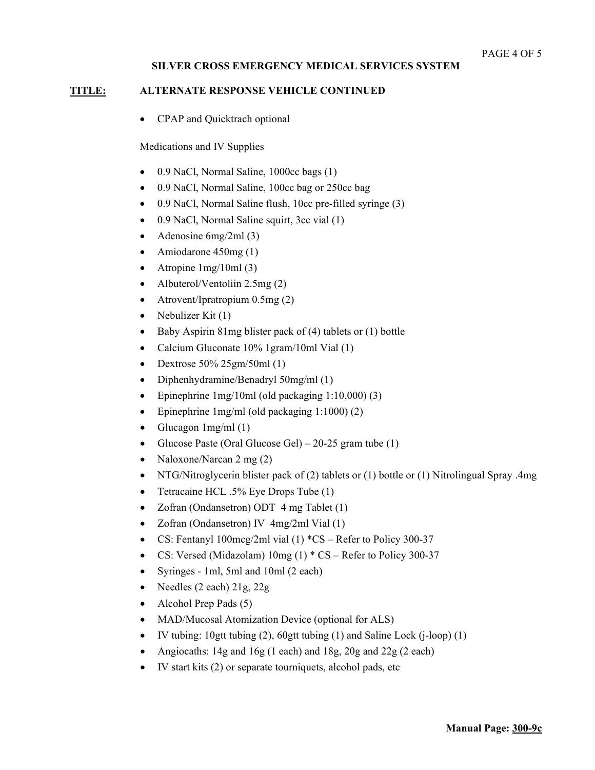**SILVER CROSS EMERGENCY MEDICAL SERVICES SYSTEM**

**TITLE:** **ALTERNATE RESPONSE VEHICLE CONTINUED**

- CPAP and Quicktrach optional

Medications and IV Supplies

- 0.9 NaCl, Normal Saline, 1000cc bags (1)
- 0.9 NaCl, Normal Saline, 100cc bag or 250cc bag
- 0.9 NaCl, Normal Saline flush, 10cc pre-filled syringe (3)
- 0.9 NaCl, Normal Saline squirt, 3cc vial (1)
- Adenosine 6mg/2ml (3)
- Amiodarone 450mg (1)
- Atropine 1mg/10ml (3)
- Albuterol/Ventoliin 2.5mg (2)
- Atrovent/Ipratropium 0.5mg (2)
- Nebulizer Kit (1)
- Baby Aspirin 81mg blister pack of (4) tablets or (1) bottle
- Calcium Gluconate 10% 1gram/10ml Vial (1)
- Dextrose 50% 25gm/50ml (1)
- Diphenhydramine/Benadryl 50mg/ml (1)
- Epinephrine 1mg/10ml (old packaging 1:10,000) (3)
- Epinephrine 1mg/ml (old packaging 1:1000) (2)
- Glucagon 1mg/ml (1)
- Glucose Paste (Oral Glucose Gel) – 20-25 gram tube (1)
- Naloxone/Narcan 2 mg (2)
- NTG/Nitroglycerin blister pack of (2) tablets or (1) bottle or (1) Nitrolingual Spray .4mg
- Tetracaine HCL .5% Eye Drops Tube (1)
- Zofran (Ondansetron) ODT 4 mg Tablet (1)
- Zofran (Ondansetron) IV 4mg/2ml Vial (1)
- CS: Fentanyl 100mcg/2ml vial (1) *CS – Refer to Policy 300-37
- CS: Versed (Midazolam) 10mg (1) * CS – Refer to Policy 300-37
- Syringes - 1ml, 5ml and 10ml (2 each)
- Needles (2 each) 21g, 22g
- Alcohol Prep Pads (5)
- MAD/Mucosal Atomization Device (optional for ALS)
- IV tubing: 10gtt tubing (2), 60gtt tubing (1) and Saline Lock (j-loop) (1)
- Angiocaths: 14g and 16g (1 each) and 18g, 20g and 22g (2 each)
- IV start kits (2) or separate tourniquets, alcohol pads, etc

**Manual Page: 300-9c**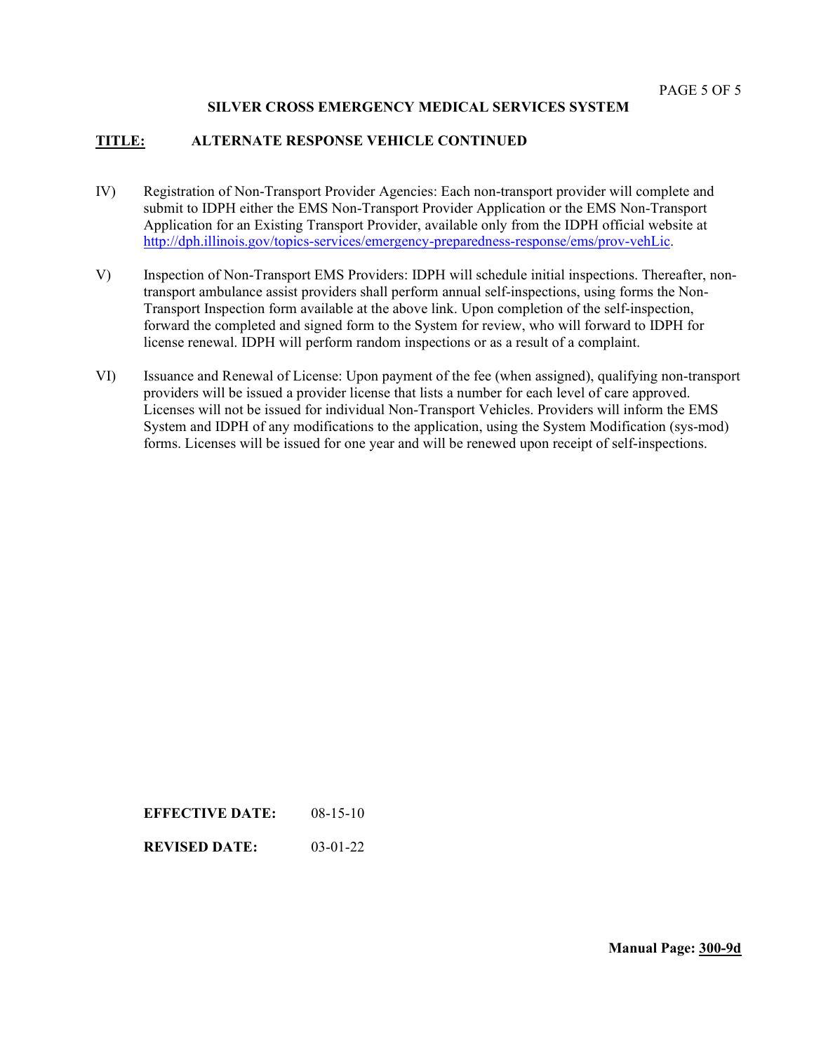**SILVER CROSS EMERGENCY MEDICAL SERVICES SYSTEM**

**TITLE:** **ALTERNATE RESPONSE VEHICLE CONTINUED**

IV) Registration of Non-Transport Provider Agencies: Each non-transport provider will complete and submit to IDPH either the EMS Non-Transport Provider Application or the EMS Non-Transport Application for an Existing Transport Provider, available only from the IDPH official website at http://dph.illinois.gov/topics-services/emergency-preparedness-response/ems/prov-vehLic.

V) Inspection of Non-Transport EMS Providers: IDPH will schedule initial inspections. Thereafter, non-transport ambulance assist providers shall perform annual self-inspections, using forms the Non-Transport Inspection form available at the above link. Upon completion of the self-inspection, forward the completed and signed form to the System for review, who will forward to IDPH for license renewal. IDPH will perform random inspections or as a result of a complaint.

VI) Issuance and Renewal of License: Upon payment of the fee (when assigned), qualifying non-transport providers will be issued a provider license that lists a number for each level of care approved. Licenses will not be issued for individual Non-Transport Vehicles. Providers will inform the EMS System and IDPH of any modifications to the application, using the System Modification (sys-mod) forms. Licenses will be issued for one year and will be renewed upon receipt of self-inspections.

**EFFECTIVE DATE:** 08-15-10

**REVISED DATE:** 03-01-22

**Manual Page: 300-9d**